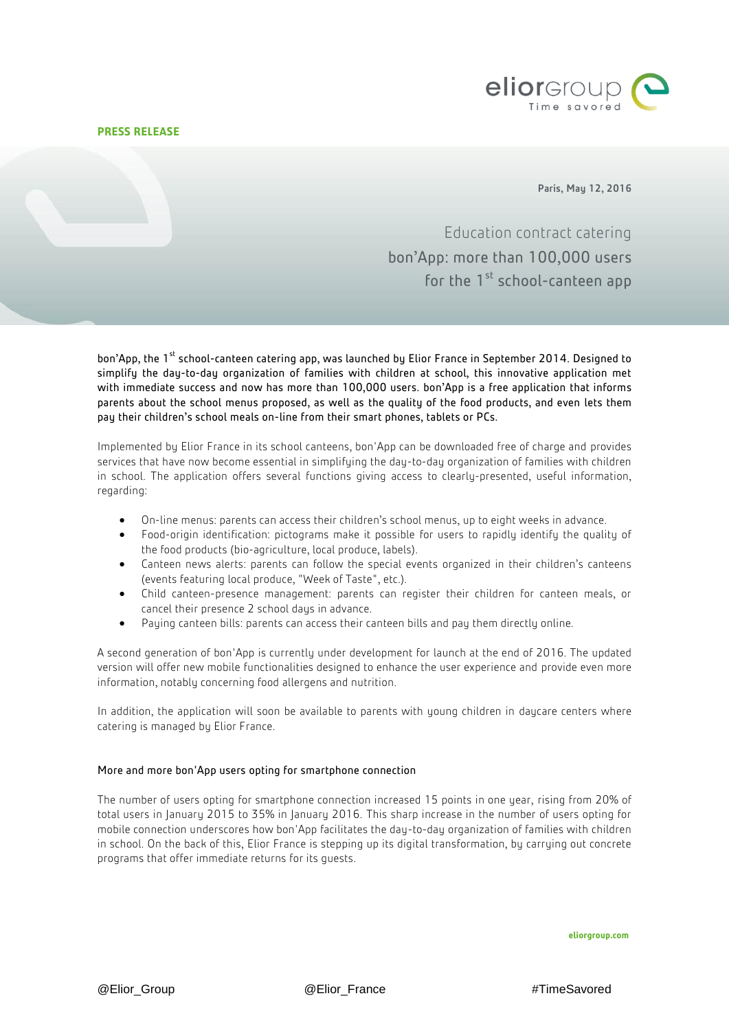**PRESS RELEASE**

Paris, May 12, 2016

## Education contract catering

# bon'App: more than 100,000 users for the 1st school-canteen app

**bon'App, the 1st school-canteen catering app, was launched by Elior France in September 2014. Designed to simplify the day-to-day organization of families with children at school, this innovative application met with immediate success and now has more than 100,000 users. bon'App is a free application that informs parents about the school menus proposed, as well as the quality of the food products, and even lets them pay their children's school meals on-line from their smart phones, tablets or PCs.**

Implemented by Elior France in its school canteens, bon'App can be downloaded free of charge and provides services that have now become essential in simplifying the day-to-day organization of families with children in school. The application offers several functions giving access to clearly-presented, useful information, regarding:

- On-line menus: parents can access their children's school menus, up to eight weeks in advance.
- Food-origin identification: pictograms make it possible for users to rapidly identify the quality of the food products (bio-agriculture, local produce, labels).
- Canteen news alerts: parents can follow the special events organized in their children's canteens (events featuring local produce, "Week of Taste", etc.).
- Child canteen-presence management: parents can register their children for canteen meals, or cancel their presence 2 school days in advance.
- Paying canteen bills: parents can access their canteen bills and pay them directly online.

A second generation of bon'App is currently under development for launch at the end of 2016. The updated version will offer new mobile functionalities designed to enhance the user experience and provide even more information, notably concerning food allergens and nutrition.

In addition, the application will soon be available to parents with young children in daycare centers where catering is managed by Elior France.

### More and more bon'App users opting for smartphone connection

The number of users opting for smartphone connection increased 15 points in one year, rising from 20% of total users in January 2015 to 35% in January 2016. This sharp increase in the number of users opting for mobile connection underscores how bon'App facilitates the day-to-day organization of families with children in school. On the back of this, Elior France is stepping up its digital transformation, by carrying out concrete programs that offer immediate returns for its guests.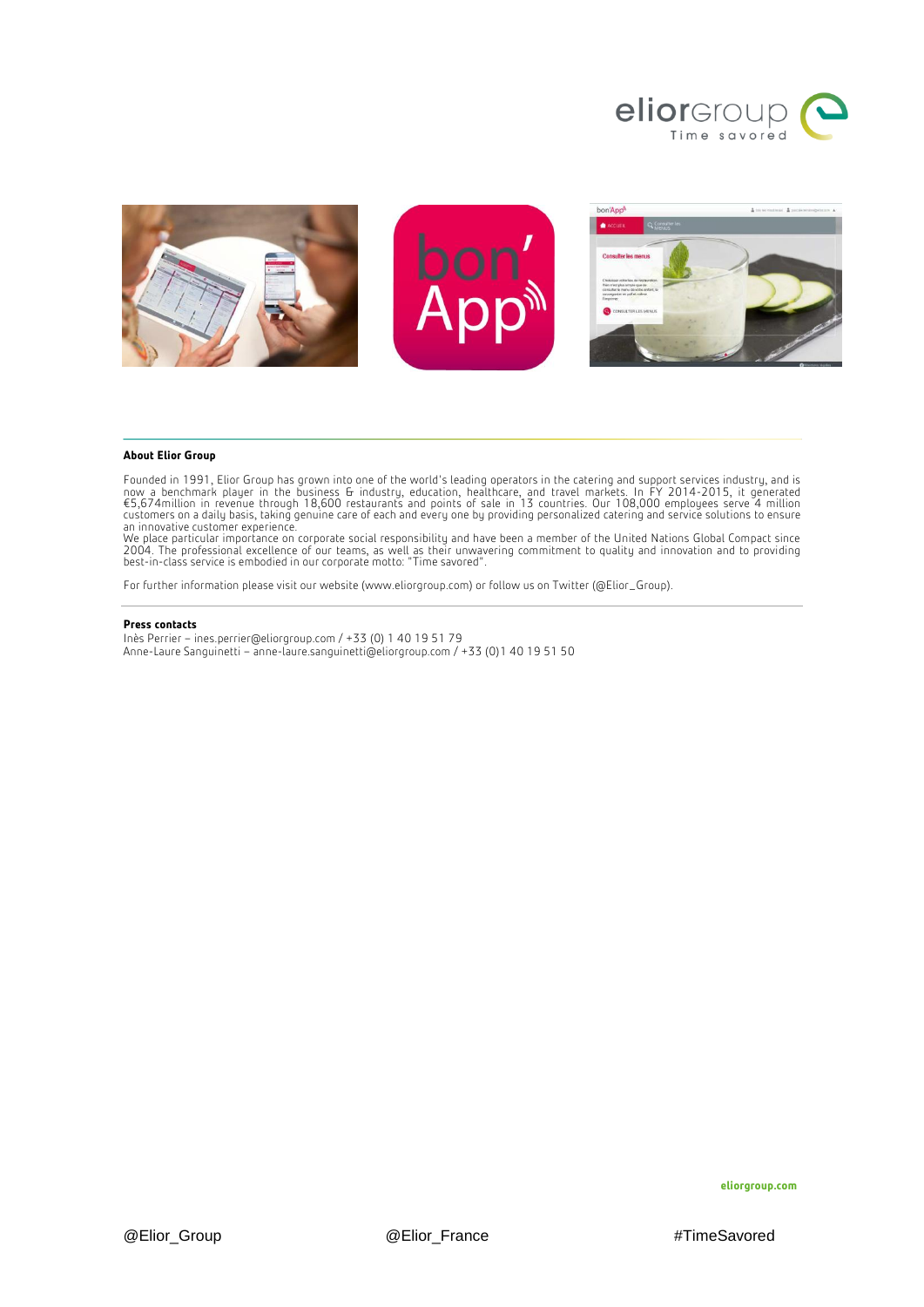## About Elior Group

Founded in 1991, Elior Group has grown into one of the world's leading operators in the catering and support services industry, and is now a benchmark player in the business & industry, education, healthcare, and travel markets. In FY 2014-2015, it generated €5,674million in revenue through 18,600 restaurants and points of sale in 13 countries. Our 108,000 employees serve 4 million customers on a daily basis, taking genuine care of each and every one by providing personalized catering and service solutions to ensure an innovative customer experience.

We place particular importance on corporate social responsibility and have been a member of the United Nations Global Compact since 2004. The professional excellence of our teams, as well as their unwavering commitment to quality and innovation and to providing best-in-class service is embodied in our corporate motto: "Time savored".

For further information please visit our website (www.eliorgroup.com) or follow us on Twitter (@Elior_Group).

**Press contacts**

Inès Perrier – ines.perrier@eliorgroup.com / +33 (0) 1 40 19 51 79

Anne-Laure Sanguinetti – anne-laure.sanguinetti@eliorgroup.com / +33 (0)1 40 19 51 50

eliorgroup.com

@Elior_Group @Elior_France #TimeSavored